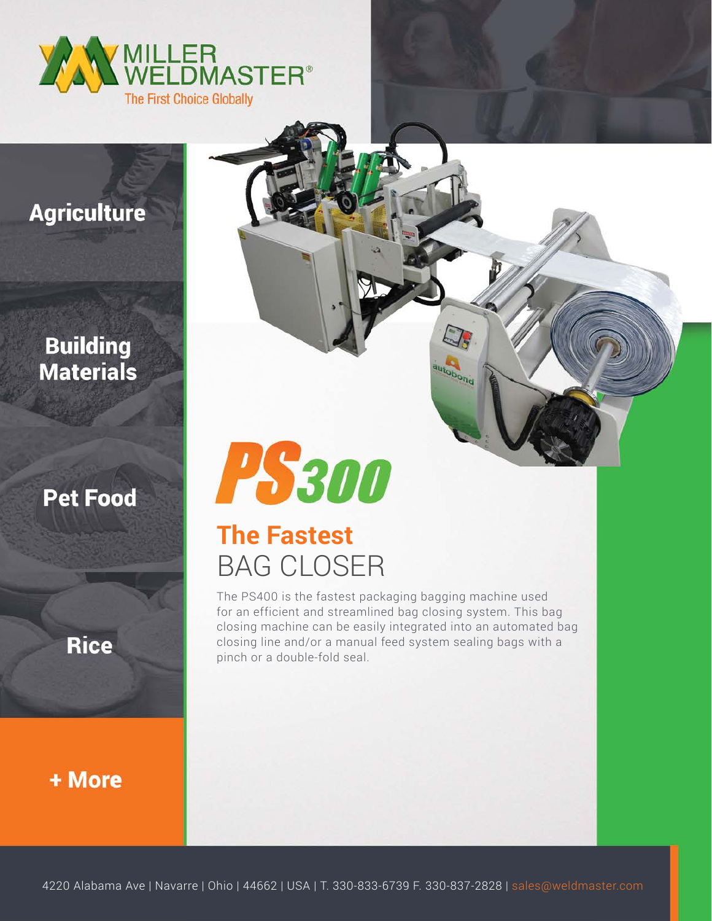MILLER WELDMASTER®

The First Choice Globally

**Agriculture**

**Building Materials**

**Pet Food**

**Rice**

**+ More**

# PS300

## The Fastest BAG CLOSER

The PS400 is the fastest packaging bagging machine used for an efficient and streamlined bag closing system. This bag closing machine can be easily integrated into an automated bag closing line and/or a manual feed system sealing bags with a pinch or a double-fold seal.

4220 Alabama Ave | Navarre | Ohio | 44662 | USA | T. 330-833-6739 F. 330-837-2828 | sales@weldmaster.com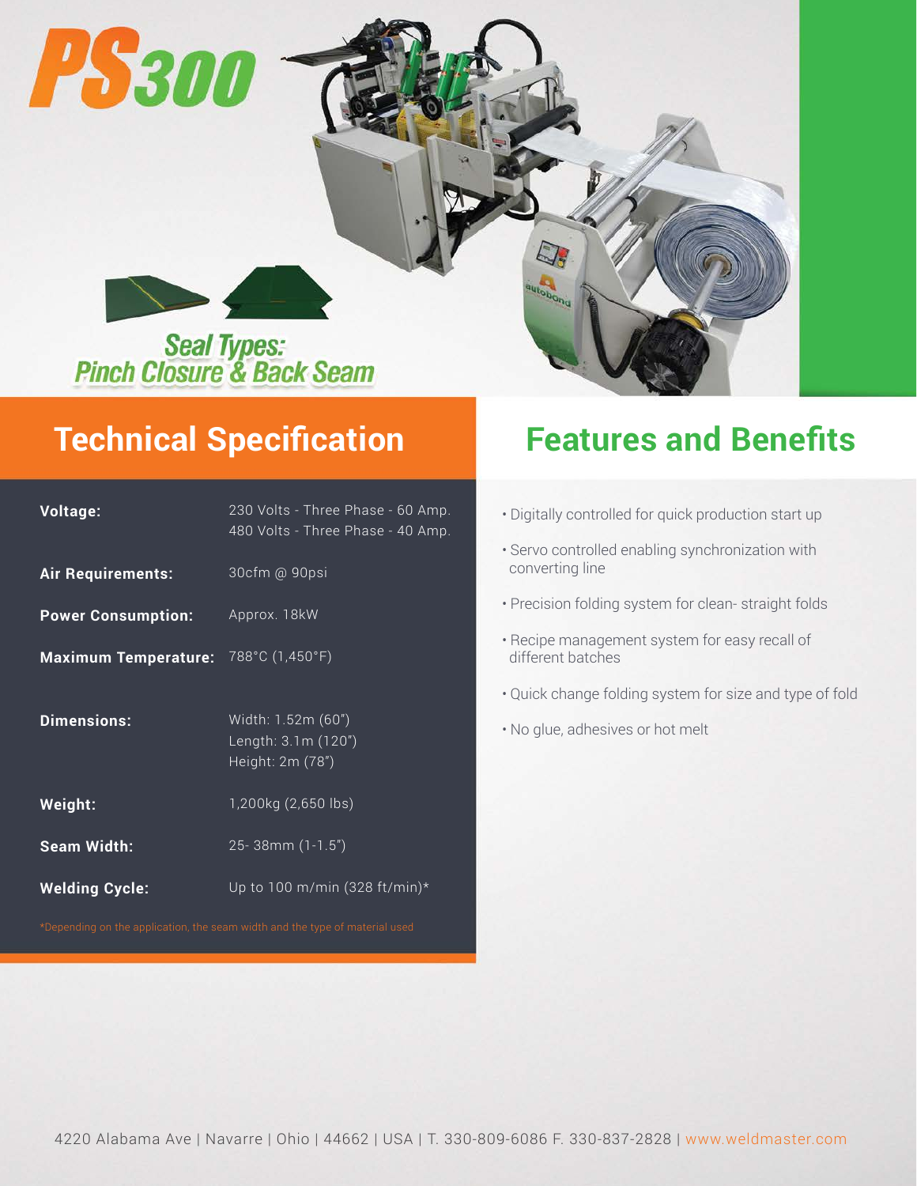# PS300

Seal Types:
Pinch Closure & Back Seam

## Technical Specification

| | |
|---|---|
| **Voltage:** | 230 Volts - Three Phase - 60 Amp.<br>480 Volts - Three Phase - 40 Amp. |
| **Air Requirements:** | 30cfm @ 90psi |
| **Power Consumption:** | Approx. 18kW |
| **Maximum Temperature:** | 788°C (1,450°F) |
| **Dimensions:** | Width: 1.52m (60")<br>Length: 3.1m (120")<br>Height: 2m (78") |
| **Weight:** | 1,200kg (2,650 lbs) |
| **Seam Width:** | 25- 38mm (1-1.5") |
| **Welding Cycle:** | Up to 100 m/min (328 ft/min)* |

*Depending on the application, the seam width and the type of material used

## Features and Benefits

- Digitally controlled for quick production start up
- Servo controlled enabling synchronization with converting line
- Precision folding system for clean- straight folds
- Recipe management system for easy recall of different batches
- Quick change folding system for size and type of fold
- No glue, adhesives or hot melt

4220 Alabama Ave | Navarre | Ohio | 44662 | USA | T. 330-809-6086 F. 330-837-2828 | www.weldmaster.com